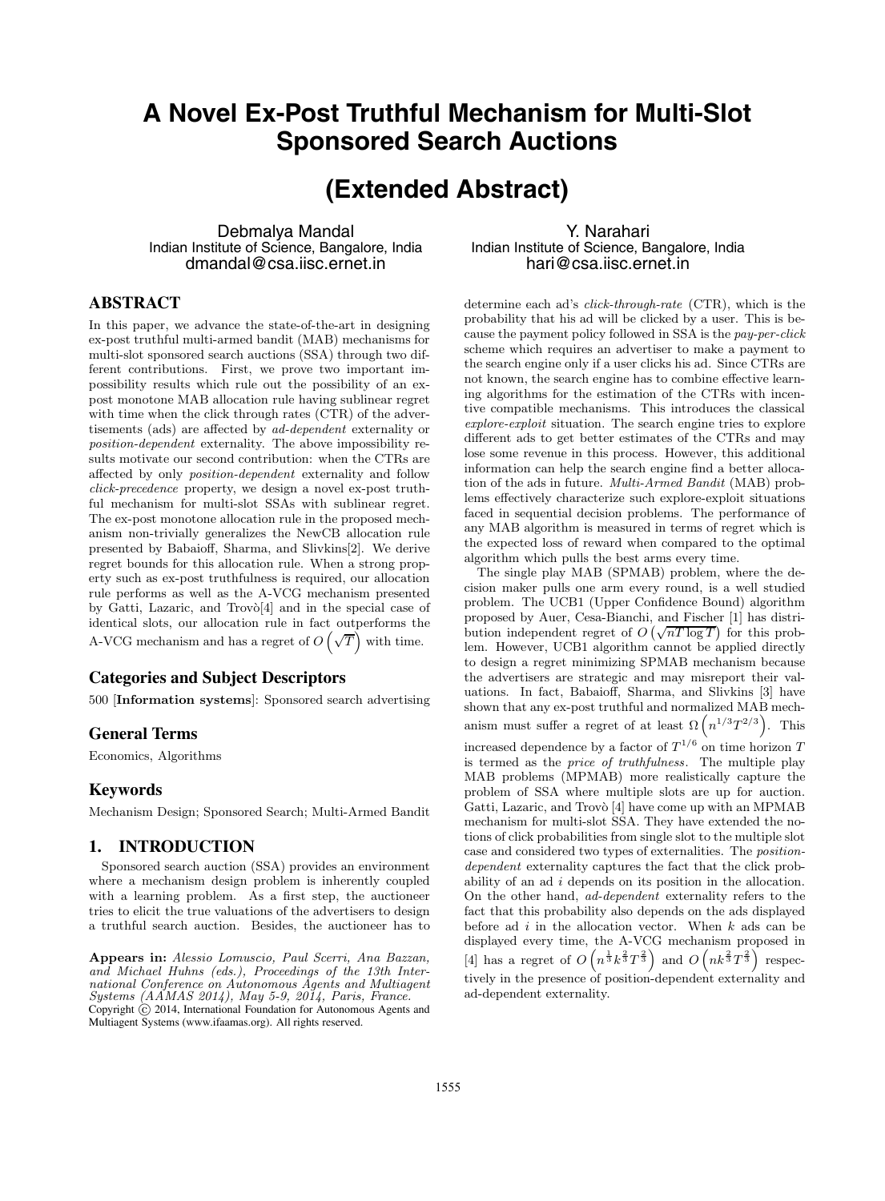# A Novel Ex-Post Truthful Mechanism for Multi-Slot Sponsored Search Auctions

## (Extended Abstract)

Debmalya Mandal
Indian Institute of Science, Bangalore, India
dmandal@csa.iisc.ernet.in

Y. Narahari
Indian Institute of Science, Bangalore, India
hari@csa.iisc.ernet.in

## ABSTRACT

In this paper, we advance the state-of-the-art in designing ex-post truthful multi-armed bandit (MAB) mechanisms for multi-slot sponsored search auctions (SSA) through two different contributions. First, we prove two important impossibility results which rule out the possibility of an ex-post monotone MAB allocation rule having sublinear regret with time when the click through rates (CTR) of the advertisements (ads) are affected by *ad-dependent* externality or *position-dependent* externality. The above impossibility results motivate our second contribution: when the CTRs are affected by only *position-dependent* externality and follow *click-precedence* property, we design a novel ex-post truthful mechanism for multi-slot SSAs with sublinear regret. The ex-post monotone allocation rule in the proposed mechanism non-trivially generalizes the NewCB allocation rule presented by Babaioff, Sharma, and Slivkins[2]. We derive regret bounds for this allocation rule. When a strong property such as ex-post truthfulness is required, our allocation rule performs as well as the A-VCG mechanism presented by Gatti, Lazaric, and Trovò[4] and in the special case of identical slots, our allocation rule in fact outperforms the A-VCG mechanism and has a regret of $O\left(\sqrt{T}\right)$ with time.

### Categories and Subject Descriptors

500 [**Information systems**]: Sponsored search advertising

### General Terms

Economics, Algorithms

### Keywords

Mechanism Design; Sponsored Search; Multi-Armed Bandit

## 1. INTRODUCTION

Sponsored search auction (SSA) provides an environment where a mechanism design problem is inherently coupled with a learning problem. As a first step, the auctioneer tries to elicit the true valuations of the advertisers to design a truthful search auction. Besides, the auctioneer has to determine each ad's *click-through-rate* (CTR), which is the probability that his ad will be clicked by a user. This is because the payment policy followed in SSA is the *pay-per-click* scheme which requires an advertiser to make a payment to the search engine only if a user clicks his ad. Since CTRs are not known, the search engine has to combine effective learning algorithms for the estimation of the CTRs with incentive compatible mechanisms. This introduces the classical *explore-exploit* situation. The search engine tries to explore different ads to get better estimates of the CTRs and may lose some revenue in this process. However, this additional information can help the search engine find a better allocation of the ads in future. *Multi-Armed Bandit* (MAB) problems effectively characterize such explore-exploit situations faced in sequential decision problems. The performance of any MAB algorithm is measured in terms of regret which is the expected loss of reward when compared to the optimal algorithm which pulls the best arms every time.

The single play MAB (SPMAB) problem, where the decision maker pulls one arm every round, is a well studied problem. The UCB1 (Upper Confidence Bound) algorithm proposed by Auer, Cesa-Bianchi, and Fischer [1] has distribution independent regret of $O\left(\sqrt{nT\log T}\right)$ for this problem. However, UCB1 algorithm cannot be applied directly to design a regret minimizing SPMAB mechanism because the advertisers are strategic and may misreport their valuations. In fact, Babaioff, Sharma, and Slivkins [3] have shown that any ex-post truthful and normalized MAB mechanism must suffer a regret of at least $\Omega\left(n^{1/3}T^{2/3}\right)$. This increased dependence by a factor of $T^{1/6}$ on time horizon $T$ is termed as the *price of truthfulness*. The multiple play MAB problems (MPMAB) more realistically capture the problem of SSA where multiple slots are up for auction. Gatti, Lazaric, and Trovò [4] have come up with an MPMAB mechanism for multi-slot SSA. They have extended the notions of click probabilities from single slot to the multiple slot case and considered two types of externalities. The *position-dependent* externality captures the fact that the click probability of an ad $i$ depends on its position in the allocation. On the other hand, *ad-dependent* externality refers to the fact that this probability also depends on the ads displayed before ad $i$ in the allocation vector. When $k$ ads can be displayed every time, the A-VCG mechanism proposed in [4] has a regret of $O\left(n^{\frac{1}{3}}k^{\frac{2}{3}}T^{\frac{2}{3}}\right)$ and $O\left(nk^{\frac{2}{3}}T^{\frac{2}{3}}\right)$ respectively in the presence of position-dependent externality and ad-dependent externality.

**Appears in:** *Alessio Lomuscio, Paul Scerri, Ana Bazzan, and Michael Huhns (eds.), Proceedings of the 13th International Conference on Autonomous Agents and Multiagent Systems (AAMAS 2014), May 5-9, 2014, Paris, France.*
Copyright © 2014, International Foundation for Autonomous Agents and Multiagent Systems (www.ifaamas.org). All rights reserved.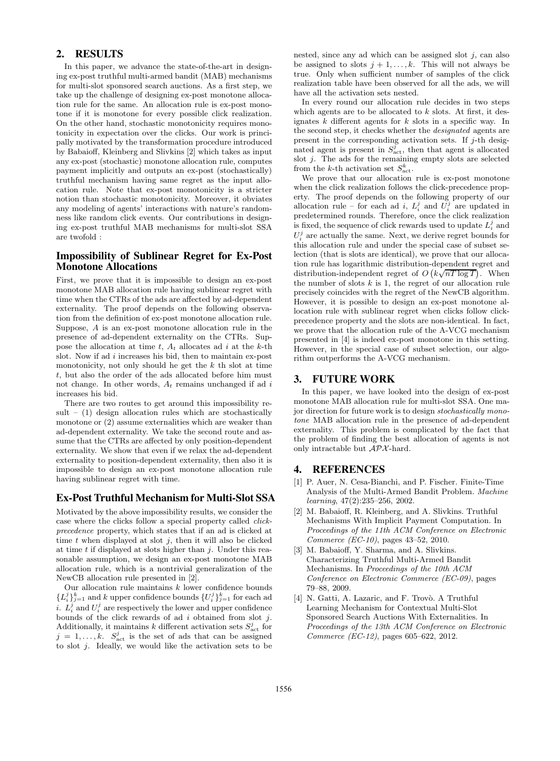## 2. RESULTS

In this paper, we advance the state-of-the-art in designing ex-post truthful multi-armed bandit (MAB) mechanisms for multi-slot sponsored search auctions. As a first step, we take up the challenge of designing ex-post monotone allocation rule for the same. An allocation rule is ex-post monotone if it is monotone for every possible click realization. On the other hand, stochastic monotonicity requires monotonicity in expectation over the clicks. Our work is principally motivated by the transformation procedure introduced by Babaioff, Kleinberg and Slivkins [2] which takes as input any ex-post (stochastic) monotone allocation rule, computes payment implicitly and outputs an ex-post (stochastically) truthful mechanism having same regret as the input allocation rule. Note that ex-post monotonicity is a stricter notion than stochastic monotonicity. Moreover, it obviates any modeling of agents' interactions with nature's randomness like random click events. Our contributions in designing ex-post truthful MAB mechanisms for multi-slot SSA are twofold :

### Impossibility of Sublinear Regret for Ex-Post Monotone Allocations

First, we prove that it is impossible to design an ex-post monotone MAB allocation rule having sublinear regret with time when the CTRs of the ads are affected by ad-dependent externality. The proof depends on the following observation from the definition of ex-post monotone allocation rule. Suppose, $A$ is an ex-post monotone allocation rule in the presence of ad-dependent externality on the CTRs. Suppose the allocation at time $t$, $A_t$ allocates ad $i$ at the $k$-th slot. Now if ad $i$ increases his bid, then to maintain ex-post monotonicity, not only should he get the $k$ th slot at time $t$, but also the order of the ads allocated before him must not change. In other words, $A_t$ remains unchanged if ad $i$ increases his bid.

There are two routes to get around this impossibility result – (1) design allocation rules which are stochastically monotone or (2) assume externalities which are weaker than ad-dependent externality. We take the second route and assume that the CTRs are affected by only position-dependent externality. We show that even if we relax the ad-dependent externality to position-dependent externality, then also it is impossible to design an ex-post monotone allocation rule having sublinear regret with time.

### Ex-Post Truthful Mechanism for Multi-Slot SSA

Motivated by the above impossibility results, we consider the case where the clicks follow a special property called *click-precedence* property, which states that if an ad is clicked at time $t$ when displayed at slot $j$, then it will also be clicked at time $t$ if displayed at slots higher than $j$. Under this reasonable assumption, we design an ex-post monotone MAB allocation rule, which is a nontrivial generalization of the NewCB allocation rule presented in [2].

Our allocation rule maintains $k$ lower confidence bounds $\{L_i^j\}_{j=1}^k$ and $k$ upper confidence bounds $\{U_i^j\}_{j=1}^k$ for each ad $i$. $L_i^j$ and $U_i^j$ are respectively the lower and upper confidence bounds of the click rewards of ad $i$ obtained from slot $j$. Additionally, it maintains $k$ different activation sets $S_{\text{act}}^j$ for $j = 1, \ldots, k$. $S_{\text{act}}^j$ is the set of ads that can be assigned to slot $j$. Ideally, we would like the activation sets to be nested, since any ad which can be assigned slot $j$, can also be assigned to slots $j+1, \ldots, k$. This will not always be true. Only when sufficient number of samples of the click realization table have been observed for all the ads, we will have all the activation sets nested.

In every round our allocation rule decides in two steps which agents are to be allocated to $k$ slots. At first, it designates $k$ different agents for $k$ slots in a specific way. In the second step, it checks whether the *designated* agents are present in the corresponding activation sets. If $j$-th designated agent is present in $S_{\text{act}}^j$, then that agent is allocated slot $j$. The ads for the remaining empty slots are selected from the $k$-th activation set $S_{\text{act}}^k$.

We prove that our allocation rule is ex-post monotone when the click realization follows the click-precedence property. The proof depends on the following property of our allocation rule – for each ad $i$, $L_i^j$ and $U_i^j$ are updated in predetermined rounds. Therefore, once the click realization is fixed, the sequence of click rewards used to update $L_i^j$ and $U_i^j$ are actually the same. Next, we derive regret bounds for this allocation rule and under the special case of subset selection (that is slots are identical), we prove that our allocation rule has logarithmic distribution-dependent regret and distribution-independent regret of $O\left(k\sqrt{nT \log T}\right)$. When the number of slots $k$ is 1, the regret of our allocation rule precisely coincides with the regret of the NewCB algorithm. However, it is possible to design an ex-post monotone allocation rule with sublinear regret when clicks follow click-precedence property and the slots are non-identical. In fact, we prove that the allocation rule of the A-VCG mechanism presented in [4] is indeed ex-post monotone in this setting. However, in the special case of subset selection, our algorithm outperforms the A-VCG mechanism.

## 3. FUTURE WORK

In this paper, we have looked into the design of ex-post monotone MAB allocation rule for multi-slot SSA. One major direction for future work is to design *stochastically monotone* MAB allocation rule in the presence of ad-dependent externality. This problem is complicated by the fact that the problem of finding the best allocation of agents is not only intractable but $\mathcal{APX}$-hard.

## 4. REFERENCES

[1] P. Auer, N. Cesa-Bianchi, and P. Fischer. Finite-Time Analysis of the Multi-Armed Bandit Problem. *Machine learning*, 47(2):235–256, 2002.

[2] M. Babaioff, R. Kleinberg, and A. Slivkins. Truthful Mechanisms With Implicit Payment Computation. In *Proceedings of the 11th ACM Conference on Electronic Commerce (EC-10)*, pages 43–52, 2010.

[3] M. Babaioff, Y. Sharma, and A. Slivkins. Characterizing Truthful Multi-Armed Bandit Mechanisms. In *Proceedings of the 10th ACM Conference on Electronic Commerce (EC-09)*, pages 79–88, 2009.

[4] N. Gatti, A. Lazaric, and F. Trovò. A Truthful Learning Mechanism for Contextual Multi-Slot Sponsored Search Auctions With Externalities. In *Proceedings of the 13th ACM Conference on Electronic Commerce (EC-12)*, pages 605–622, 2012.